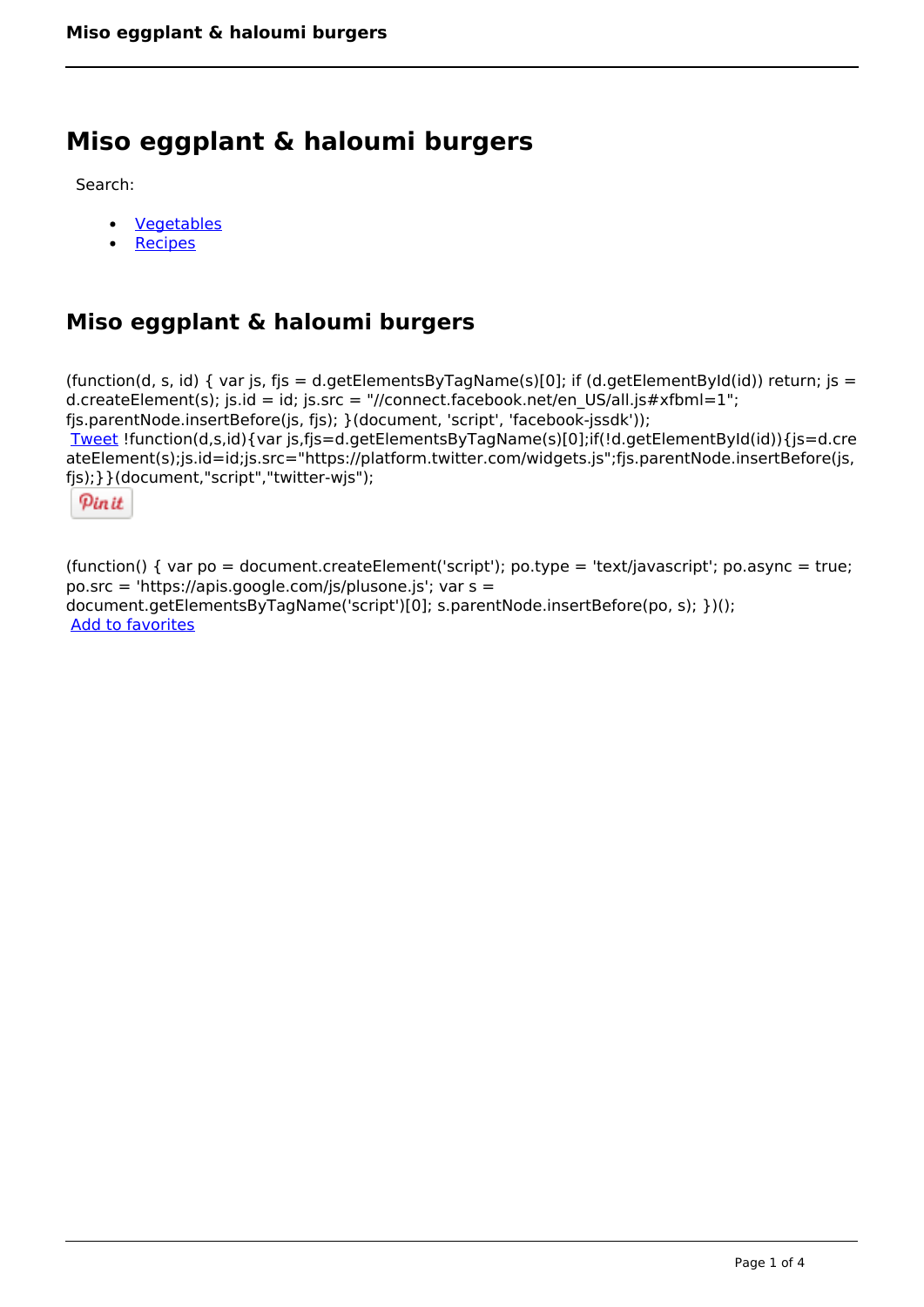# Miso eggplant & haloumi burgers

Search:

- Vegetables
- Recipes

## Miso eggplant & haloumi burgers

```
(function(d, s, id) { var js, fjs = d.getElementsByTagName(s)[0]; if (d.getElementById(id)) return; js = d.createElement(s); js.id = id; js.src = "//connect.facebook.net/en_US/all.js#xfbml=1"; fjs.parentNode.insertBefore(js, fjs); }(document, 'script', 'facebook-jssdk'));
```

Tweet

```
!function(d,s,id){var js,fjs=d.getElementsByTagName(s)[0];if(!d.getElementById(id)){js=d.createElement(s);js.id=id;js.src="https://platform.twitter.com/widgets.js";fjs.parentNode.insertBefore(js,fjs);}}(document,"script","twitter-wjs");
```

Pin it

```
(function() { var po = document.createElement('script'); po.type = 'text/javascript'; po.async = true; po.src = 'https://apis.google.com/js/plusone.js'; var s = document.getElementsByTagName('script')[0]; s.parentNode.insertBefore(po, s); })();
```

Add to favorites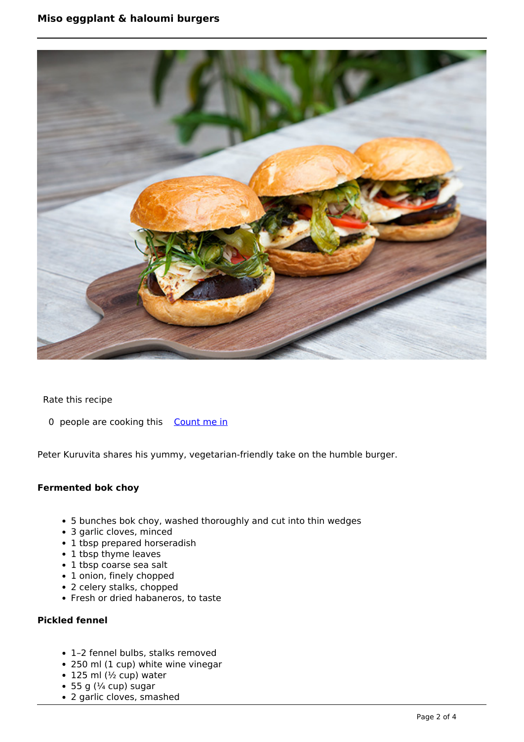Rate this recipe

0 people are cooking this Count me in

Peter Kuruvita shares his yummy, vegetarian-friendly take on the humble burger.

#### Fermented bok choy

- 5 bunches bok choy, washed thoroughly and cut into thin wedges
- 3 garlic cloves, minced
- 1 tbsp prepared horseradish
- 1 tbsp thyme leaves
- 1 tbsp coarse sea salt
- 1 onion, finely chopped
- 2 celery stalks, chopped
- Fresh or dried habaneros, to taste

#### Pickled fennel

- 1–2 fennel bulbs, stalks removed
- 250 ml (1 cup) white wine vinegar
- 125 ml (½ cup) water
- 55 g (¼ cup) sugar
- 2 garlic cloves, smashed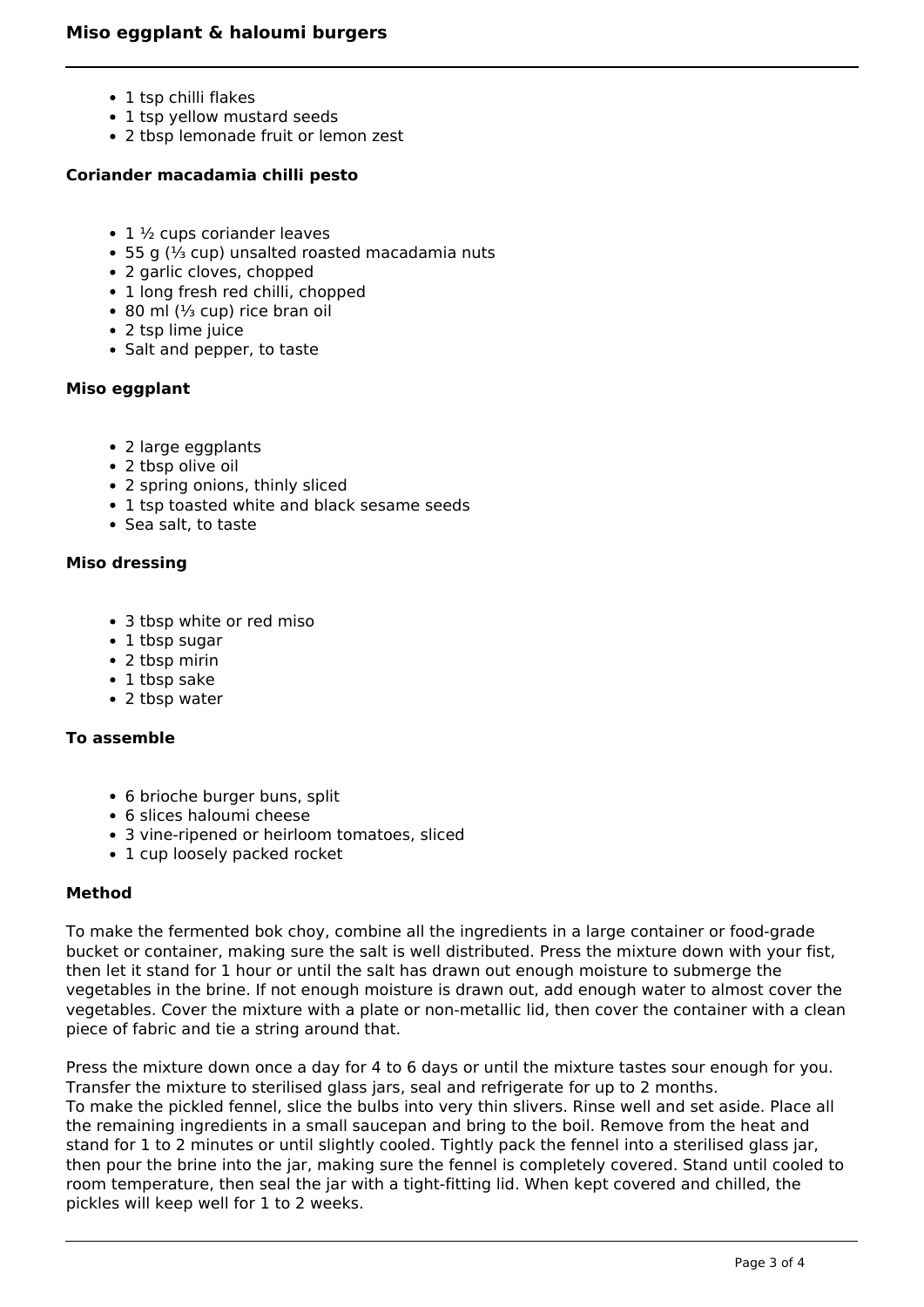- 1 tsp chilli flakes
- 1 tsp yellow mustard seeds
- 2 tbsp lemonade fruit or lemon zest

### Coriander macadamia chilli pesto

- 1 ½ cups coriander leaves
- 55 g (⅓ cup) unsalted roasted macadamia nuts
- 2 garlic cloves, chopped
- 1 long fresh red chilli, chopped
- 80 ml (⅓ cup) rice bran oil
- 2 tsp lime juice
- Salt and pepper, to taste

### Miso eggplant

- 2 large eggplants
- 2 tbsp olive oil
- 2 spring onions, thinly sliced
- 1 tsp toasted white and black sesame seeds
- Sea salt, to taste

### Miso dressing

- 3 tbsp white or red miso
- 1 tbsp sugar
- 2 tbsp mirin
- 1 tbsp sake
- 2 tbsp water

### To assemble

- 6 brioche burger buns, split
- 6 slices haloumi cheese
- 3 vine-ripened or heirloom tomatoes, sliced
- 1 cup loosely packed rocket

### Method

To make the fermented bok choy, combine all the ingredients in a large container or food-grade bucket or container, making sure the salt is well distributed. Press the mixture down with your fist, then let it stand for 1 hour or until the salt has drawn out enough moisture to submerge the vegetables in the brine. If not enough moisture is drawn out, add enough water to almost cover the vegetables. Cover the mixture with a plate or non-metallic lid, then cover the container with a clean piece of fabric and tie a string around that.

Press the mixture down once a day for 4 to 6 days or until the mixture tastes sour enough for you. Transfer the mixture to sterilised glass jars, seal and refrigerate for up to 2 months.
To make the pickled fennel, slice the bulbs into very thin slivers. Rinse well and set aside. Place all the remaining ingredients in a small saucepan and bring to the boil. Remove from the heat and stand for 1 to 2 minutes or until slightly cooled. Tightly pack the fennel into a sterilised glass jar, then pour the brine into the jar, making sure the fennel is completely covered. Stand until cooled to room temperature, then seal the jar with a tight-fitting lid. When kept covered and chilled, the pickles will keep well for 1 to 2 weeks.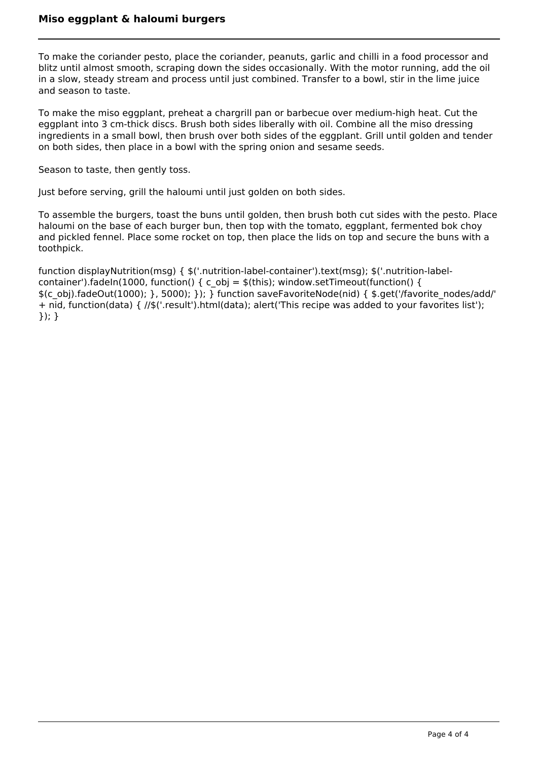To make the coriander pesto, place the coriander, peanuts, garlic and chilli in a food processor and blitz until almost smooth, scraping down the sides occasionally. With the motor running, add the oil in a slow, steady stream and process until just combined. Transfer to a bowl, stir in the lime juice and season to taste.

To make the miso eggplant, preheat a chargrill pan or barbecue over medium-high heat. Cut the eggplant into 3 cm-thick discs. Brush both sides liberally with oil. Combine all the miso dressing ingredients in a small bowl, then brush over both sides of the eggplant. Grill until golden and tender on both sides, then place in a bowl with the spring onion and sesame seeds.

Season to taste, then gently toss.

Just before serving, grill the haloumi until just golden on both sides.

To assemble the burgers, toast the buns until golden, then brush both cut sides with the pesto. Place haloumi on the base of each burger bun, then top with the tomato, eggplant, fermented bok choy and pickled fennel. Place some rocket on top, then place the lids on top and secure the buns with a toothpick.

```
function displayNutrition(msg) { $('.nutrition-label-container').text(msg); $('.nutrition-label-container').fadeIn(1000, function() { c_obj = $(this); window.setTimeout(function() { $(c_obj).fadeOut(1000); }, 5000); }); } function saveFavoriteNode(nid) { $.get('/favorite_nodes/add/' + nid, function(data) { //$('.result').html(data); alert('This recipe was added to your favorites list'); }); }
```